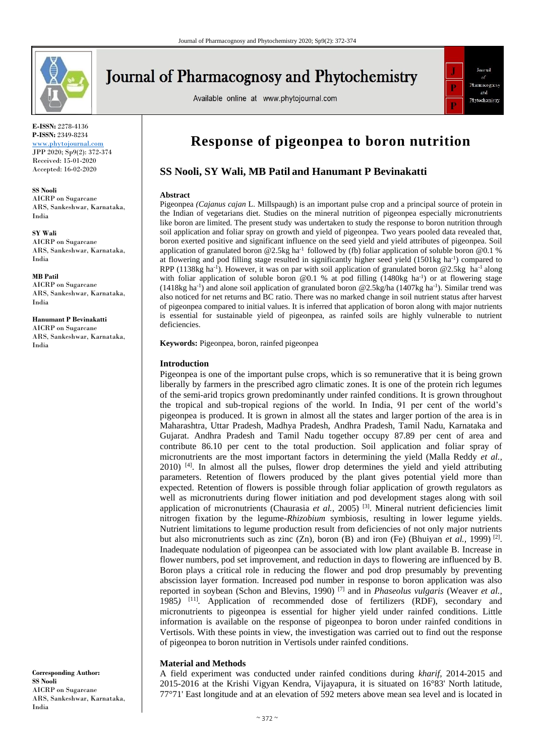# Response of pigeonpea to boron nutrition

## SS Nooli, SY Wali, MB Patil and Hanumant P Bevinakatti

**E-ISSN:** 2278-4136
**P-ISSN:** 2349-8234
www.phytojournal.com
JPP 2020; Sp9(2): 372-374
Received: 15-01-2020
Accepted: 16-02-2020

**SS Nooli**
AICRP on Sugarcane ARS, Sankeshwar, Karnataka, India

**SY Wali**
AICRP on Sugarcane ARS, Sankeshwar, Karnataka, India

**MB Patil**
AICRP on Sugarcane ARS, Sankeshwar, Karnataka, India

**Hanumant P Bevinakatti**
AICRP on Sugarcane ARS, Sankeshwar, Karnataka, India

**Corresponding Author:**
**SS Nooli**
AICRP on Sugarcane ARS, Sankeshwar, Karnataka, India

### Abstract

Pigeonpea *(Cajanus cajan* L. Millspaugh) is an important pulse crop and a principal source of protein in the Indian of vegetarians diet. Studies on the mineral nutrition of pigeonpea especially micronutrients like boron are limited. The present study was undertaken to study the response to boron nutrition through soil application and foliar spray on growth and yield of pigeonpea. Two years pooled data revealed that, boron exerted positive and significant influence on the seed yield and yield attributes of pigeonpea. Soil application of granulated boron @2.5kg ha$^{-1}$ followed by (fb) foliar application of soluble boron @0.1 % at flowering and pod filling stage resulted in significantly higher seed yield (1501kg ha$^{-1}$) compared to RPP (1138kg ha$^{-1}$). However, it was on par with soil application of granulated boron @2.5kg ha$^{-1}$ along with foliar application of soluble boron @0.1 % at pod filling (1480kg ha$^{-1}$) or at flowering stage (1418kg ha$^{-1}$) and alone soil application of granulated boron @2.5kg/ha (1407kg ha$^{-1}$). Similar trend was also noticed for net returns and BC ratio. There was no marked change in soil nutrient status after harvest of pigeonpea compared to initial values. It is inferred that application of boron along with major nutrients is essential for sustainable yield of pigeonpea, as rainfed soils are highly vulnerable to nutrient deficiencies.

**Keywords:** Pigeonpea, boron, rainfed pigeonpea

### Introduction

Pigeonpea is one of the important pulse crops, which is so remunerative that it is being grown liberally by farmers in the prescribed agro climatic zones. It is one of the protein rich legumes of the semi-arid tropics grown predominantly under rainfed conditions. It is grown throughout the tropical and sub-tropical regions of the world. In India, 91 per cent of the world's pigeonpea is produced. It is grown in almost all the states and larger portion of the area is in Maharashtra, Uttar Pradesh, Madhya Pradesh, Andhra Pradesh, Tamil Nadu, Karnataka and Gujarat. Andhra Pradesh and Tamil Nadu together occupy 87.89 per cent of area and contribute 86.10 per cent to the total production. Soil application and foliar spray of micronutrients are the most important factors in determining the yield (Malla Reddy *et al.,* 2010) [4]. In almost all the pulses, flower drop determines the yield and yield attributing parameters. Retention of flowers produced by the plant gives potential yield more than expected. Retention of flowers is possible through foliar application of growth regulators as well as micronutrients during flower initiation and pod development stages along with soil application of micronutrients (Chaurasia *et al.,* 2005) [3]. Mineral nutrient deficiencies limit nitrogen fixation by the legume-*Rhizobium* symbiosis, resulting in lower legume yields. Nutrient limitations to legume production result from deficiencies of not only major nutrients but also micronutrients such as zinc (Zn), boron (B) and iron (Fe) (Bhuiyan *et al.,* 1999) [2]. Inadequate nodulation of pigeonpea can be associated with low plant available B. Increase in flower numbers, pod set improvement, and reduction in days to flowering are influenced by B. Boron plays a critical role in reducing the flower and pod drop presumably by preventing abscission layer formation. Increased pod number in response to boron application was also reported in soybean (Schon and Blevins, 1990) [7] and in *Phaseolus vulgaris* (Weaver *et al.,* 1985) [11]. Application of recommended dose of fertilizers (RDF), secondary and micronutrients to pigeonpea is essential for higher yield under rainfed conditions. Little information is available on the response of pigeonpea to boron under rainfed conditions in Vertisols. With these points in view, the investigation was carried out to find out the response of pigeonpea to boron nutrition in Vertisols under rainfed conditions.

### Material and Methods

A field experiment was conducted under rainfed conditions during *kharif,* 2014-2015 and 2015-2016 at the Krishi Vigyan Kendra, Vijayapura, it is situated on 16°83' North latitude, 77°71' East longitude and at an elevation of 592 meters above mean sea level and is located in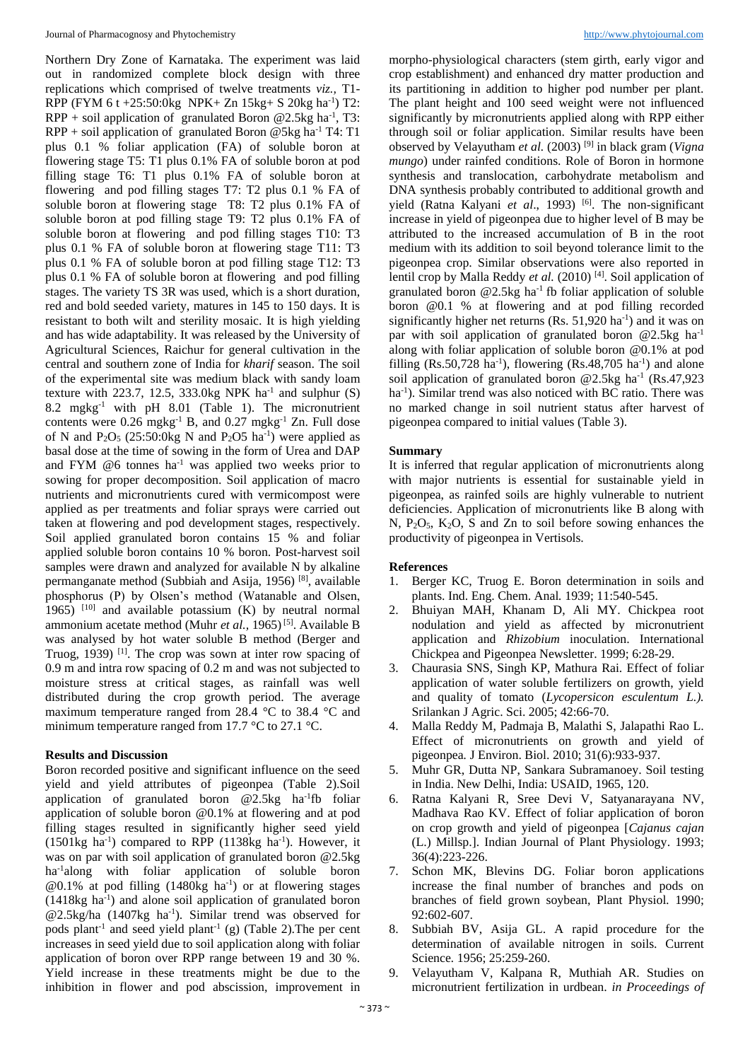Northern Dry Zone of Karnataka. The experiment was laid out in randomized complete block design with three replications which comprised of twelve treatments *viz.,* T1-RPP (FYM 6 t +25:50:0kg NPK+ Zn 15kg $ha^{-1}$ S 20kg $ha^{-1}$) T2: RPP + soil application of granulated Boron @2.5kg $ha^{-1}$, T3: RPP + soil application of granulated Boron @5kg $ha^{-1}$ T4: T1 plus 0.1 % foliar application (FA) of soluble boron at flowering stage T5: T1 plus 0.1% FA of soluble boron at pod filling stage T6: T1 plus 0.1% FA of soluble boron at flowering and pod filling stages T7: T2 plus 0.1 % FA of soluble boron at flowering stage T8: T2 plus 0.1% FA of soluble boron at pod filling stage T9: T2 plus 0.1% FA of soluble boron at flowering and pod filling stages T10: T3 plus 0.1 % FA of soluble boron at flowering stage T11: T3 plus 0.1 % FA of soluble boron at pod filling stage T12: T3 plus 0.1 % FA of soluble boron at flowering and pod filling stages. The variety TS 3R was used, which is a short duration, red and bold seeded variety, matures in 145 to 150 days. It is resistant to both wilt and sterility mosaic. It is high yielding and has wide adaptability. It was released by the University of Agricultural Sciences, Raichur for general cultivation in the central and southern zone of India for *kharif* season. The soil of the experimental site was medium black with sandy loam texture with 223.7, 12.5, 333.0kg NPK $ha^{-1}$ and sulphur (S) 8.2 $mgkg^{-1}$ with pH 8.01 (Table 1). The micronutrient contents were 0.26 $mgkg^{-1}$ B, and 0.27 $mgkg^{-1}$ Zn. Full dose of N and $P_2O_5$ (25:50:0kg N and $P_2O5$ $ha^{-1}$) were applied as basal dose at the time of sowing in the form of Urea and DAP and FYM @6 tonnes $ha^{-1}$ was applied two weeks prior to sowing for proper decomposition. Soil application of macro nutrients and micronutrients cured with vermicompost were applied as per treatments and foliar sprays were carried out taken at flowering and pod development stages, respectively. Soil applied granulated boron contains 15 % and foliar applied soluble boron contains 10 % boron. Post-harvest soil samples were drawn and analyzed for available N by alkaline permanganate method (Subbiah and Asija, 1956) [8], available phosphorus (P) by Olsen's method (Watanable and Olsen, 1965) [10] and available potassium (K) by neutral normal ammonium acetate method (Muhr *et al.,* 1965) [5]. Available B was analysed by hot water soluble B method (Berger and Truog, 1939) [1]. The crop was sown at inter row spacing of 0.9 m and intra row spacing of 0.2 m and was not subjected to moisture stress at critical stages, as rainfall was well distributed during the crop growth period. The average maximum temperature ranged from 28.4 °C to 38.4 °C and minimum temperature ranged from 17.7 °C to 27.1 °C.

## Results and Discussion

Boron recorded positive and significant influence on the seed yield and yield attributes of pigeonpea (Table 2).Soil application of granulated boron @2.5kg $ha^{-1}$fb foliar application of soluble boron @0.1% at flowering and at pod filling stages resulted in significantly higher seed yield (1501kg $ha^{-1}$) compared to RPP (1138kg $ha^{-1}$). However, it was on par with soil application of granulated boron @2.5kg $ha^{-1}$along with foliar application of soluble boron @0.1% at pod filling (1480kg $ha^{-1}$) or at flowering stages (1418kg $ha^{-1}$) and alone soil application of granulated boron @2.5kg/ha (1407kg $ha^{-1}$). Similar trend was observed for pods $plant^{-1}$ and seed yield $plant^{-1}$ (g) (Table 2).The per cent increases in seed yield due to soil application along with foliar application of boron over RPP range between 19 and 30 %. Yield increase in these treatments might be due to the inhibition in flower and pod abscission, improvement in morpho-physiological characters (stem girth, early vigor and crop establishment) and enhanced dry matter production and its partitioning in addition to higher pod number per plant. The plant height and 100 seed weight were not influenced significantly by micronutrients applied along with RPP either through soil or foliar application. Similar results have been observed by Velayutham *et al.* (2003) [9] in black gram (*Vigna mungo*) under rainfed conditions. Role of Boron in hormone synthesis and translocation, carbohydrate metabolism and DNA synthesis probably contributed to additional growth and yield (Ratna Kalyani *et al*., 1993) [6]. The non-significant increase in yield of pigeonpea due to higher level of B may be attributed to the increased accumulation of B in the root medium with its addition to soil beyond tolerance limit to the pigeonpea crop. Similar observations were also reported in lentil crop by Malla Reddy *et al.* (2010) [4]. Soil application of granulated boron @2.5kg $ha^{-1}$ fb foliar application of soluble boron @0.1 % at flowering and at pod filling recorded significantly higher net returns (Rs. 51,920 $ha^{-1}$) and it was on par with soil application of granulated boron @2.5kg $ha^{-1}$ along with foliar application of soluble boron @0.1% at pod filling (Rs.50,728 $ha^{-1}$), flowering (Rs.48,705 $ha^{-1}$) and alone soil application of granulated boron @2.5kg $ha^{-1}$ (Rs.47,923 $ha^{-1}$). Similar trend was also noticed with BC ratio. There was no marked change in soil nutrient status after harvest of pigeonpea compared to initial values (Table 3).

## Summary

It is inferred that regular application of micronutrients along with major nutrients is essential for sustainable yield in pigeonpea, as rainfed soils are highly vulnerable to nutrient deficiencies. Application of micronutrients like B along with N, $P_2O_5$, $K_2O$, S and Zn to soil before sowing enhances the productivity of pigeonpea in Vertisols.

## References

1. Berger KC, Truog E. Boron determination in soils and plants. Ind. Eng. Chem. Anal*.* 1939; 11:540-545.
2. Bhuiyan MAH, Khanam D, Ali MY. Chickpea root nodulation and yield as affected by micronutrient application and *Rhizobium* inoculation. International Chickpea and Pigeonpea Newsletter. 1999; 6:28-29.
3. Chaurasia SNS, Singh KP, Mathura Rai. Effect of foliar application of water soluble fertilizers on growth, yield and quality of tomato (*Lycopersicon esculentum L.).* Srilankan J Agric. Sci. 2005; 42:66-70.
4. Malla Reddy M, Padmaja B, Malathi S, Jalapathi Rao L. Effect of micronutrients on growth and yield of pigeonpea*.* J Environ. Biol. 2010; 31(6):933-937.
5. Muhr GR, Dutta NP, Sankara Subramanoey. Soil testing in India. New Delhi, India: USAID, 1965, 120.
6. Ratna Kalyani R, Sree Devi V, Satyanarayana NV, Madhava Rao KV. Effect of foliar application of boron on crop growth and yield of pigeonpea [*Cajanus cajan* (L.) Millsp.]. Indian Journal of Plant Physiology. 1993; 36(4):223-226.
7. Schon MK, Blevins DG. Foliar boron applications increase the final number of branches and pods on branches of field grown soybean, Plant Physiol*.* 1990; 92:602-607.
8. Subbiah BV, Asija GL. A rapid procedure for the determination of available nitrogen in soils*.* Current Science*.* 1956; 25:259-260.
9. Velayutham V, Kalpana R, Muthiah AR. Studies on micronutrient fertilization in urdbean. *in Proceedings of*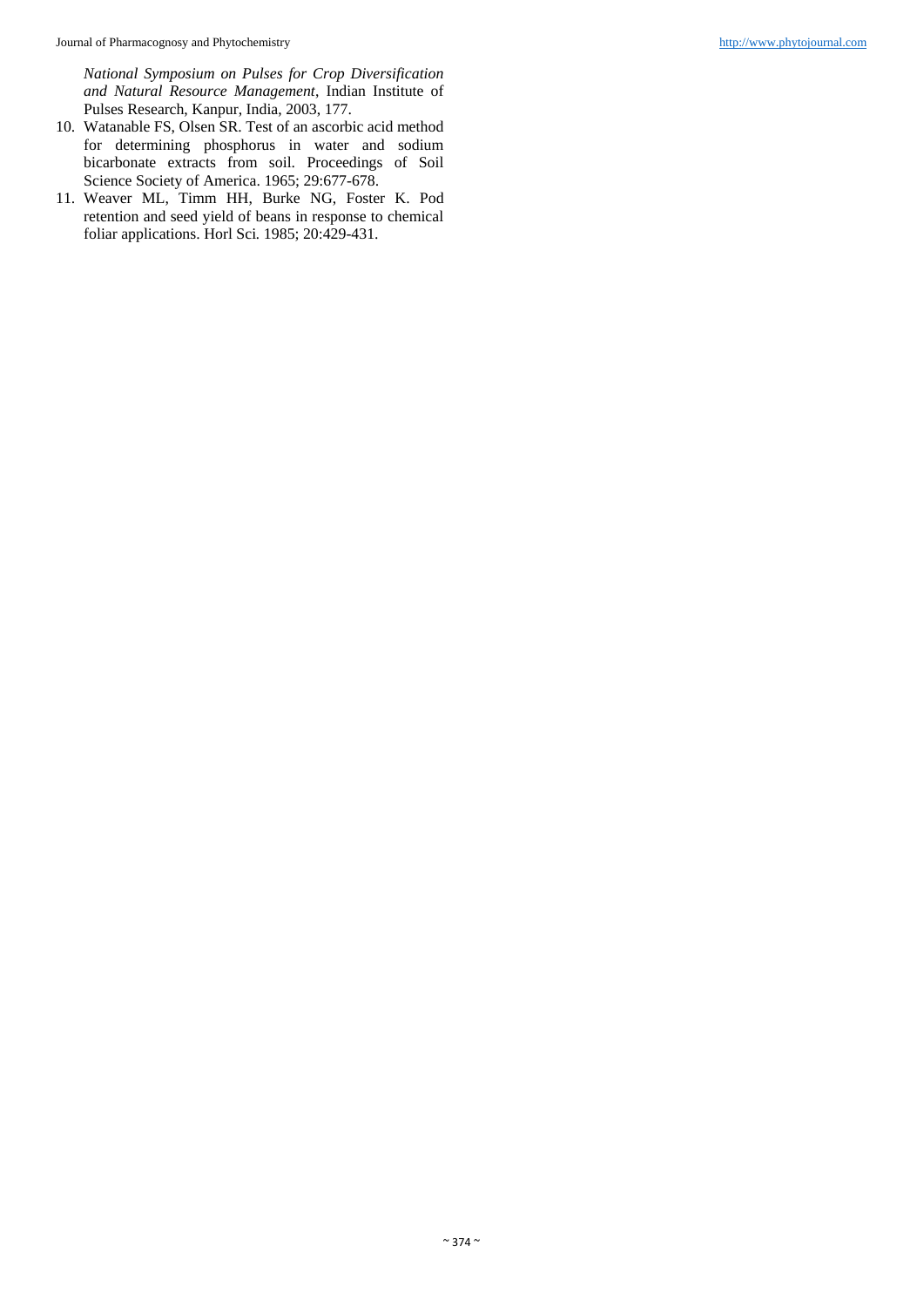*National Symposium on Pulses for Crop Diversification and Natural Resource Management*, Indian Institute of Pulses Research, Kanpur, India, 2003, 177.

10. Watanable FS, Olsen SR. Test of an ascorbic acid method for determining phosphorus in water and sodium bicarbonate extracts from soil. Proceedings of Soil Science Society of America. 1965; 29:677-678.
11. Weaver ML, Timm HH, Burke NG, Foster K. Pod retention and seed yield of beans in response to chemical foliar applications. Horl Sci. 1985; 20:429-431.